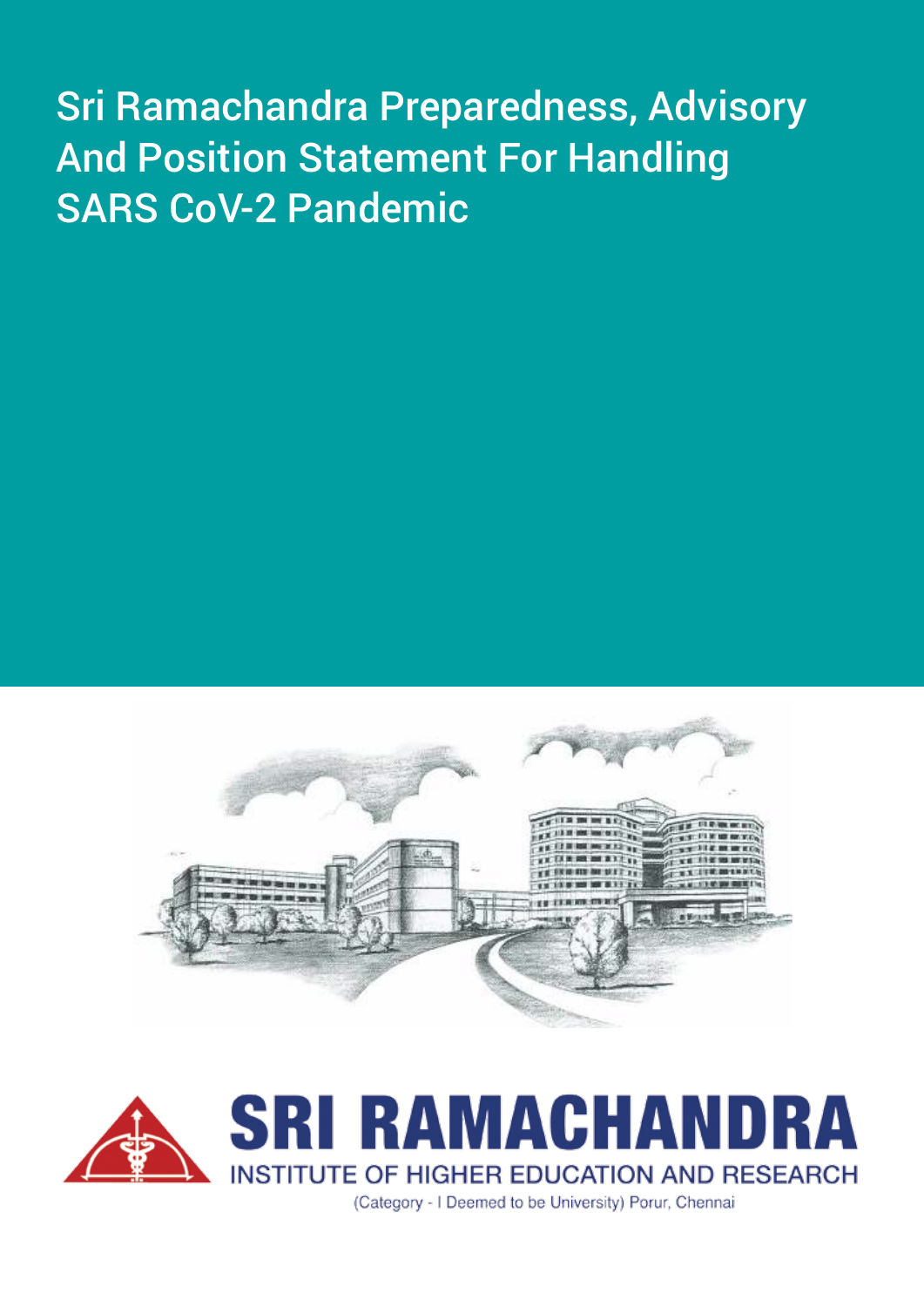# Sri Ramachandra Preparedness, Advisory And Position Statement For Handling SARS CoV-2 Pandemic

**SRI RAMACHANDRA**

INSTITUTE OF HIGHER EDUCATION AND RESEARCH

(Category - I Deemed to be University) Porur, Chennai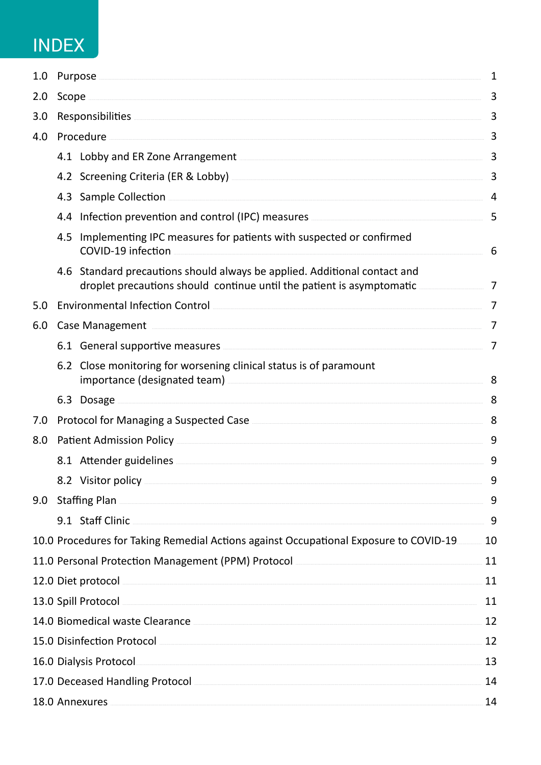# INDEX

| | | |
|---|---|---|
| 1.0 | Purpose | 1 |
| 2.0 | Scope | 3 |
| 3.0 | Responsibilities | 3 |
| 4.0 | Procedure | 3 |
| | 4.1 Lobby and ER Zone Arrangement | 3 |
| | 4.2 Screening Criteria (ER & Lobby) | 3 |
| | 4.3 Sample Collection | 4 |
| | 4.4 Infection prevention and control (IPC) measures | 5 |
| | 4.5 Implementing IPC measures for patients with suspected or confirmed COVID-19 infection | 6 |
| | 4.6 Standard precautions should always be applied. Additional contact and droplet precautions should continue until the patient is asymptomatic | 7 |
| 5.0 | Environmental Infection Control | 7 |
| 6.0 | Case Management | 7 |
| | 6.1 General supportive measures | 7 |
| | 6.2 Close monitoring for worsening clinical status is of paramount importance (designated team) | 8 |
| | 6.3 Dosage | 8 |
| 7.0 | Protocol for Managing a Suspected Case | 8 |
| 8.0 | Patient Admission Policy | 9 |
| | 8.1 Attender guidelines | 9 |
| | 8.2 Visitor policy | 9 |
| 9.0 | Staffing Plan | 9 |
| | 9.1 Staff Clinic | 9 |
| 10.0 | Procedures for Taking Remedial Actions against Occupational Exposure to COVID-19 | 10 |
| 11.0 | Personal Protection Management (PPM) Protocol | 11 |
| 12.0 | Diet protocol | 11 |
| 13.0 | Spill Protocol | 11 |
| 14.0 | Biomedical waste Clearance | 12 |
| 15.0 | Disinfection Protocol | 12 |
| 16.0 | Dialysis Protocol | 13 |
| 17.0 | Deceased Handling Protocol | 14 |
| 18.0 | Annexures | 14 |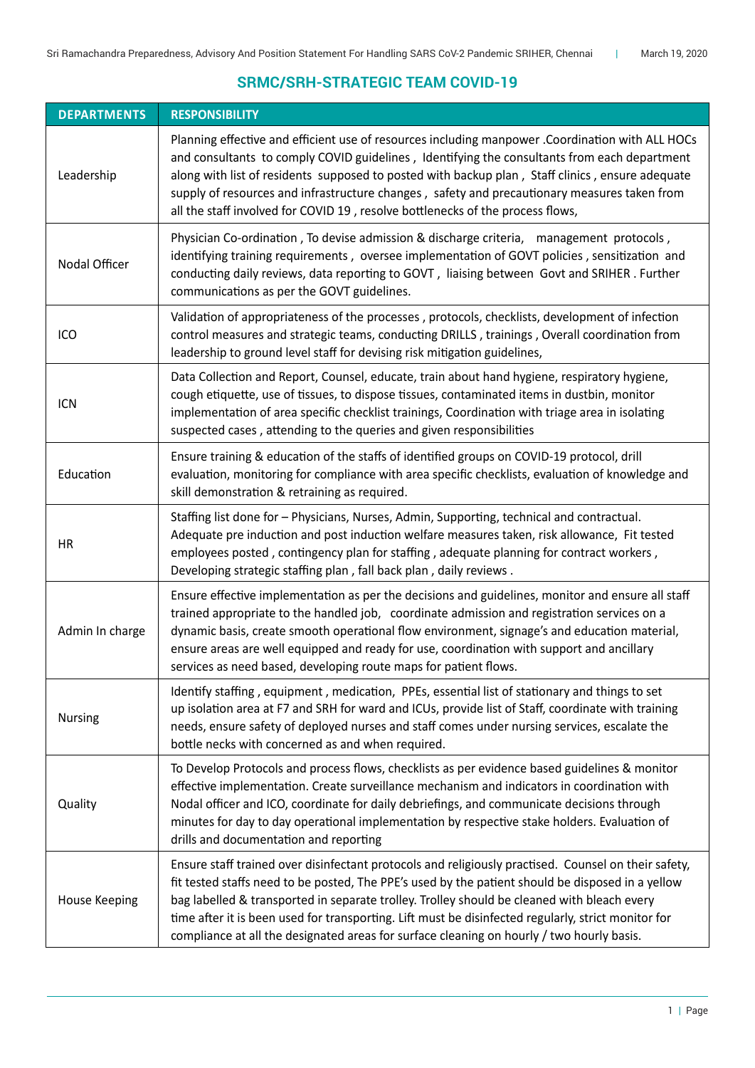## SRMC/SRH-STRATEGIC TEAM COVID-19

| DEPARTMENTS | RESPONSIBILITY |
|---|---|
| Leadership | Planning effective and efficient use of resources including manpower .Coordination with ALL HOCs and consultants to comply COVID guidelines , Identifying the consultants from each department along with list of residents supposed to posted with backup plan , Staff clinics , ensure adequate supply of resources and infrastructure changes , safety and precautionary measures taken from all the staff involved for COVID 19 , resolve bottlenecks of the process flows, |
| Nodal Officer | Physician Co-ordination , To devise admission & discharge criteria, management protocols , identifying training requirements , oversee implementation of GOVT policies , sensitization and conducting daily reviews, data reporting to GOVT , liaising between Govt and SRIHER . Further communications as per the GOVT guidelines. |
| ICO | Validation of appropriateness of the processes , protocols, checklists, development of infection control measures and strategic teams, conducting DRILLS , trainings , Overall coordination from leadership to ground level staff for devising risk mitigation guidelines, |
| ICN | Data Collection and Report, Counsel, educate, train about hand hygiene, respiratory hygiene, cough etiquette, use of tissues, to dispose tissues, contaminated items in dustbin, monitor implementation of area specific checklist trainings, Coordination with triage area in isolating suspected cases , attending to the queries and given responsibilities |
| Education | Ensure training & education of the staffs of identified groups on COVID-19 protocol, drill evaluation, monitoring for compliance with area specific checklists, evaluation of knowledge and skill demonstration & retraining as required. |
| HR | Staffing list done for – Physicians, Nurses, Admin, Supporting, technical and contractual. Adequate pre induction and post induction welfare measures taken, risk allowance, Fit tested employees posted , contingency plan for staffing , adequate planning for contract workers , Developing strategic staffing plan , fall back plan , daily reviews . |
| Admin In charge | Ensure effective implementation as per the decisions and guidelines, monitor and ensure all staff trained appropriate to the handled job, coordinate admission and registration services on a dynamic basis, create smooth operational flow environment, signage's and education material, ensure areas are well equipped and ready for use, coordination with support and ancillary services as need based, developing route maps for patient flows. |
| Nursing | Identify staffing , equipment , medication, PPEs, essential list of stationary and things to set up isolation area at F7 and SRH for ward and ICUs, provide list of Staff, coordinate with training needs, ensure safety of deployed nurses and staff comes under nursing services, escalate the bottle necks with concerned as and when required. |
| Quality | To Develop Protocols and process flows, checklists as per evidence based guidelines & monitor effective implementation. Create surveillance mechanism and indicators in coordination with Nodal officer and ICO, coordinate for daily debriefings, and communicate decisions through minutes for day to day operational implementation by respective stake holders. Evaluation of drills and documentation and reporting |
| House Keeping | Ensure staff trained over disinfectant protocols and religiously practised. Counsel on their safety, fit tested staffs need to be posted, The PPE's used by the patient should be disposed in a yellow bag labelled & transported in separate trolley. Trolley should be cleaned with bleach every time after it is been used for transporting. Lift must be disinfected regularly, strict monitor for compliance at all the designated areas for surface cleaning on hourly / two hourly basis. |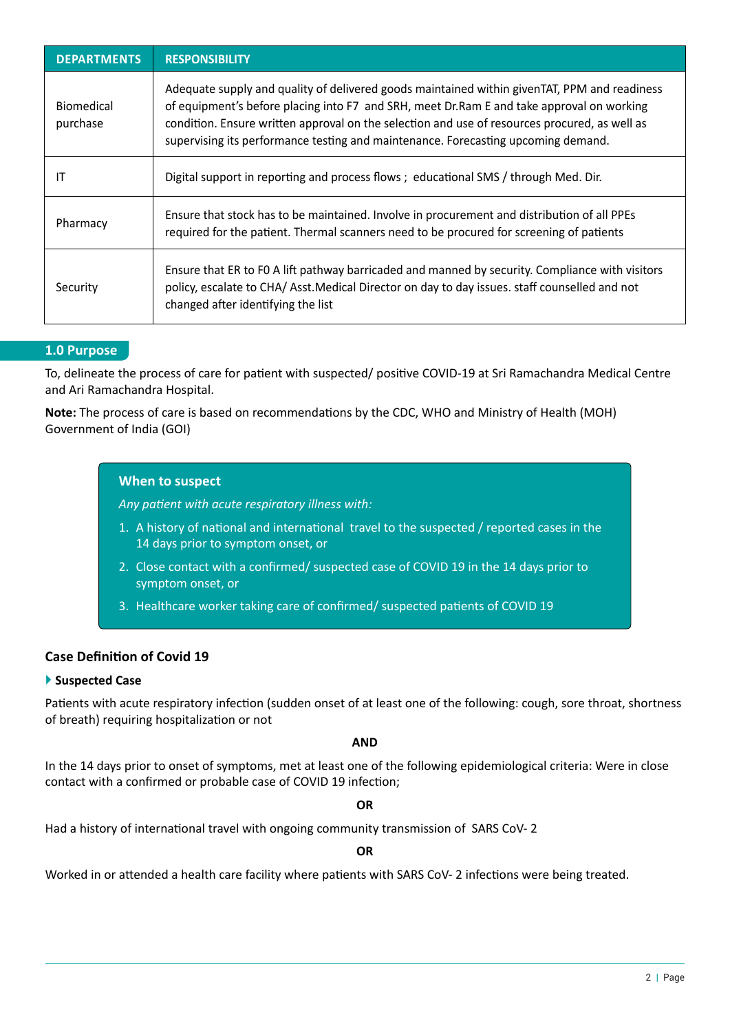| DEPARTMENTS | RESPONSIBILITY |
|---|---|
| Biomedical purchase | Adequate supply and quality of delivered goods maintained within givenTAT, PPM and readiness of equipment's before placing into F7 and SRH, meet Dr.Ram E and take approval on working condition. Ensure written approval on the selection and use of resources procured, as well as supervising its performance testing and maintenance. Forecasting upcoming demand. |
| IT | Digital support in reporting and process flows ; educational SMS / through Med. Dir. |
| Pharmacy | Ensure that stock has to be maintained. Involve in procurement and distribution of all PPEs required for the patient. Thermal scanners need to be procured for screening of patients |
| Security | Ensure that ER to F0 A lift pathway barricaded and manned by security. Compliance with visitors policy, escalate to CHA/ Asst.Medical Director on day to day issues. staff counselled and not changed after identifying the list |

## 1.0 Purpose

To, delineate the process of care for patient with suspected/ positive COVID-19 at Sri Ramachandra Medical Centre and Ari Ramachandra Hospital.

**Note:** The process of care is based on recommendations by the CDC, WHO and Ministry of Health (MOH) Government of India (GOI)

### When to suspect

*Any patient with acute respiratory illness with:*

1. A history of national and international travel to the suspected / reported cases in the 14 days prior to symptom onset, or
2. Close contact with a confirmed/ suspected case of COVID 19 in the 14 days prior to symptom onset, or
3. Healthcare worker taking care of confirmed/ suspected patients of COVID 19

### Case Definition of Covid 19

**Suspected Case**

Patients with acute respiratory infection (sudden onset of at least one of the following: cough, sore throat, shortness of breath) requiring hospitalization or not

**AND**

In the 14 days prior to onset of symptoms, met at least one of the following epidemiological criteria: Were in close contact with a confirmed or probable case of COVID 19 infection;

**OR**

Had a history of international travel with ongoing community transmission of SARS CoV- 2

**OR**

Worked in or attended a health care facility where patients with SARS CoV- 2 infections were being treated.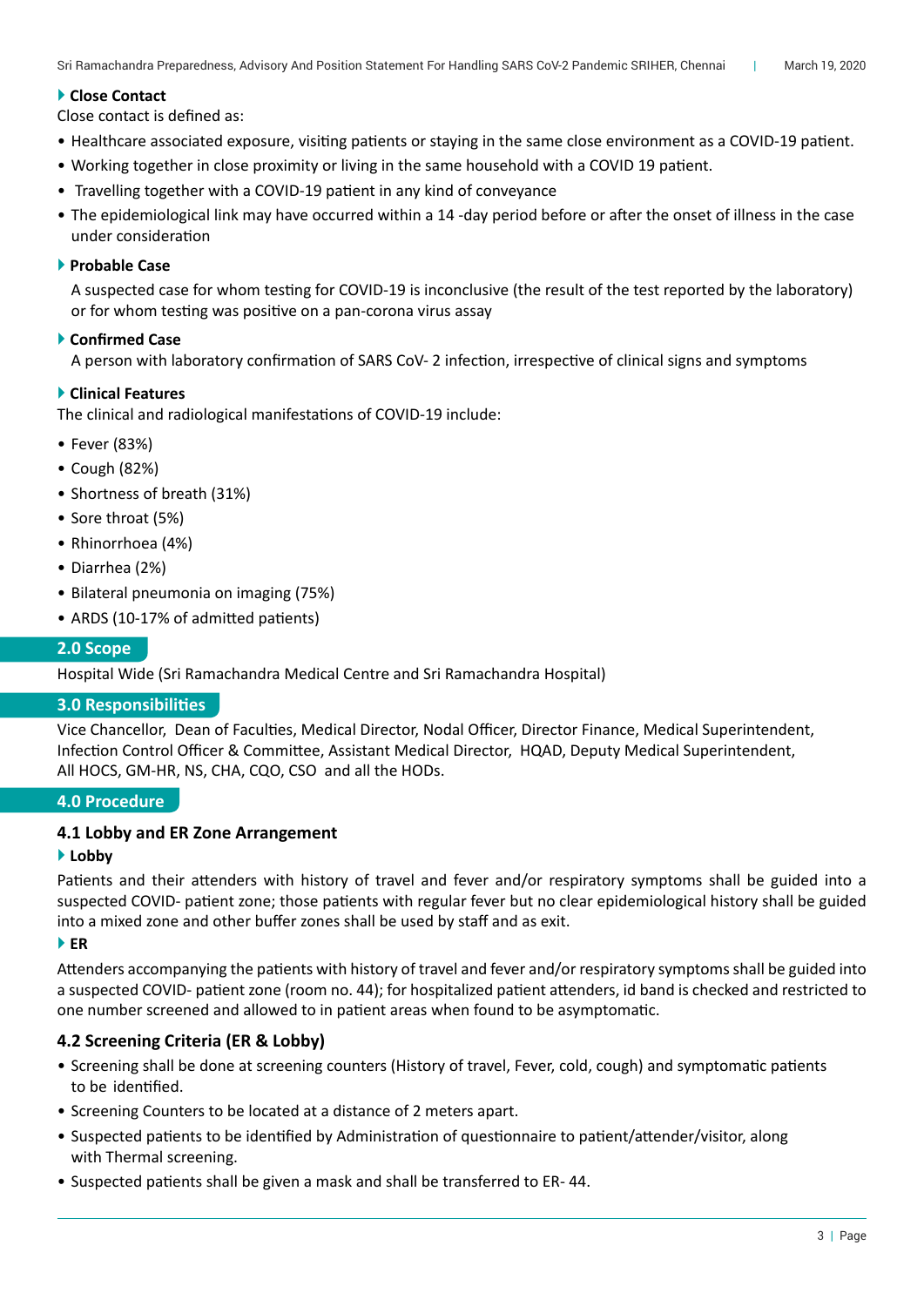**Close Contact**

Close contact is defined as:

- Healthcare associated exposure, visiting patients or staying in the same close environment as a COVID-19 patient.
- Working together in close proximity or living in the same household with a COVID 19 patient.
- Travelling together with a COVID-19 patient in any kind of conveyance
- The epidemiological link may have occurred within a 14 -day period before or after the onset of illness in the case under consideration

**Probable Case**

A suspected case for whom testing for COVID-19 is inconclusive (the result of the test reported by the laboratory) or for whom testing was positive on a pan-corona virus assay

**Confirmed Case**

A person with laboratory confirmation of SARS CoV- 2 infection, irrespective of clinical signs and symptoms

**Clinical Features**

The clinical and radiological manifestations of COVID-19 include:

- Fever (83%)
- Cough (82%)
- Shortness of breath (31%)
- Sore throat (5%)
- Rhinorrhoea (4%)
- Diarrhea (2%)
- Bilateral pneumonia on imaging (75%)
- ARDS (10-17% of admitted patients)

## 2.0 Scope

Hospital Wide (Sri Ramachandra Medical Centre and Sri Ramachandra Hospital)

## 3.0 Responsibilities

Vice Chancellor, Dean of Faculties, Medical Director, Nodal Officer, Director Finance, Medical Superintendent, Infection Control Officer & Committee, Assistant Medical Director, HQAD, Deputy Medical Superintendent, All HOCS, GM-HR, NS, CHA, CQO, CSO and all the HODs.

## 4.0 Procedure

### 4.1 Lobby and ER Zone Arrangement

**Lobby**

Patients and their attenders with history of travel and fever and/or respiratory symptoms shall be guided into a suspected COVID- patient zone; those patients with regular fever but no clear epidemiological history shall be guided into a mixed zone and other buffer zones shall be used by staff and as exit.

**ER**

Attenders accompanying the patients with history of travel and fever and/or respiratory symptoms shall be guided into a suspected COVID- patient zone (room no. 44); for hospitalized patient attenders, id band is checked and restricted to one number screened and allowed to in patient areas when found to be asymptomatic.

### 4.2 Screening Criteria (ER & Lobby)

- Screening shall be done at screening counters (History of travel, Fever, cold, cough) and symptomatic patients to be identified.
- Screening Counters to be located at a distance of 2 meters apart.
- Suspected patients to be identified by Administration of questionnaire to patient/attender/visitor, along with Thermal screening.
- Suspected patients shall be given a mask and shall be transferred to ER- 44.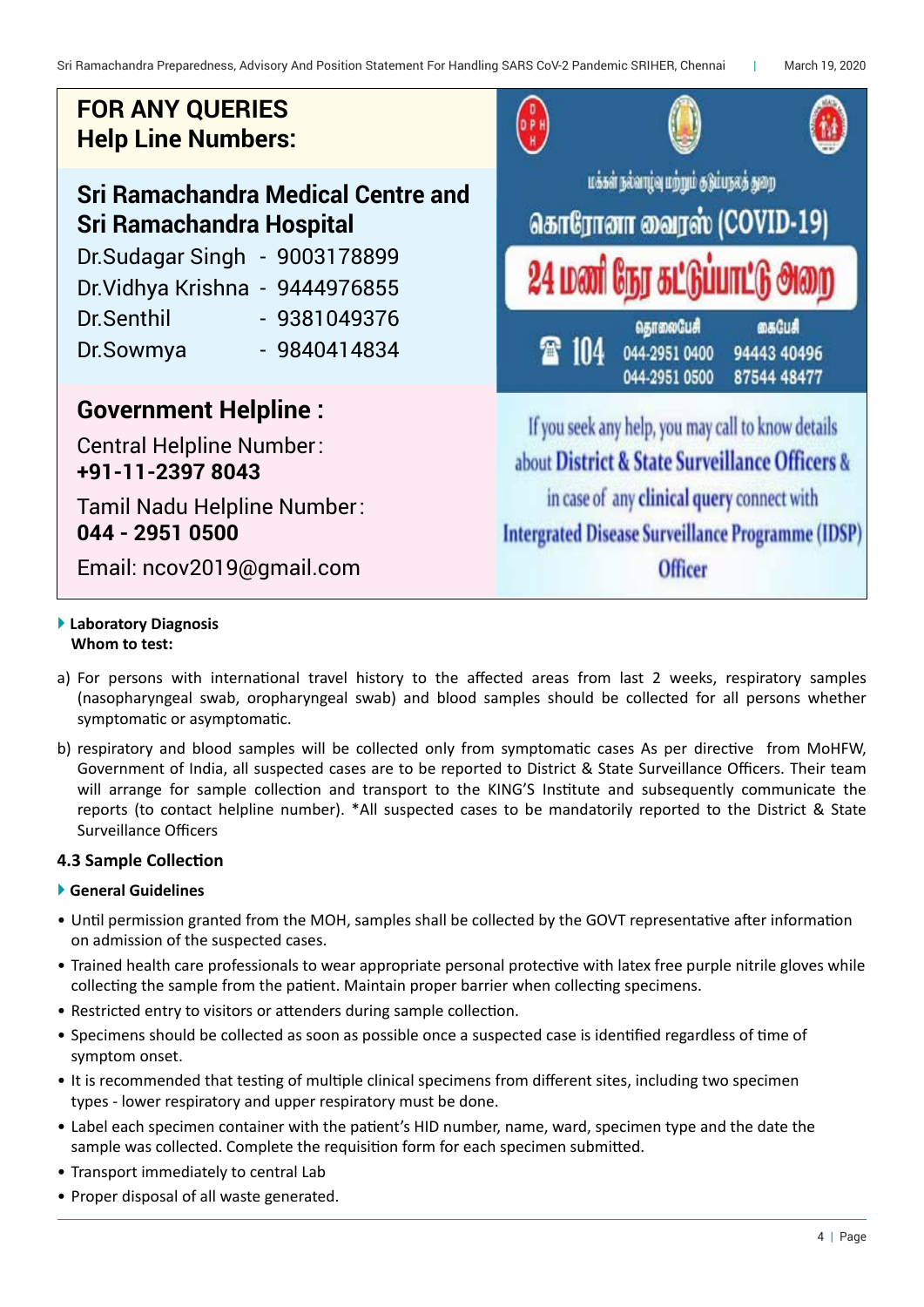**FOR ANY QUERIES**
**Help Line Numbers:**

**Sri Ramachandra Medical Centre and Sri Ramachandra Hospital**

Dr.Sudagar Singh - 9003178899
Dr.Vidhya Krishna - 9444976855
Dr.Senthil - 9381049376
Dr.Sowmya - 9840414834

**Government Helpline :**

Central Helpline Number:
**+91-11-2397 8043**

Tamil Nadu Helpline Number:
**044 - 2951 0500**

Email: ncov2019@gmail.com

மக்கள் நல்வாழ்வு மற்றும் குடும்பநலத் துறை
கொரோனா வைரஸ் (COVID-19)
24 மணி நேர கட்டுப்பாட்டு அறை
☎ 104 தொலைபேசி 044-2951 0400, 044-2951 0500 கைபேசி 94443 40496, 87544 48477

If you seek any help, you may call to know details about **District & State Surveillance Officers** & in case of any **clinical query** connect with **Intergrated Disease Surveillance Programme (IDSP) Officer**

- **Laboratory Diagnosis**
  **Whom to test:**

a) For persons with international travel history to the affected areas from last 2 weeks, respiratory samples (nasopharyngeal swab, oropharyngeal swab) and blood samples should be collected for all persons whether symptomatic or asymptomatic.

b) respiratory and blood samples will be collected only from symptomatic cases As per directive from MoHFW, Government of India, all suspected cases are to be reported to District & State Surveillance Officers. Their team will arrange for sample collection and transport to the KING'S Institute and subsequently communicate the reports (to contact helpline number). *All suspected cases to be mandatorily reported to the District & State Surveillance Officers

### 4.3 Sample Collection

- **General Guidelines**

- Until permission granted from the MOH, samples shall be collected by the GOVT representative after information on admission of the suspected cases.
- Trained health care professionals to wear appropriate personal protective with latex free purple nitrile gloves while collecting the sample from the patient. Maintain proper barrier when collecting specimens.
- Restricted entry to visitors or attenders during sample collection.
- Specimens should be collected as soon as possible once a suspected case is identified regardless of time of symptom onset.
- It is recommended that testing of multiple clinical specimens from different sites, including two specimen types - lower respiratory and upper respiratory must be done.
- Label each specimen container with the patient's HID number, name, ward, specimen type and the date the sample was collected. Complete the requisition form for each specimen submitted.
- Transport immediately to central Lab
- Proper disposal of all waste generated.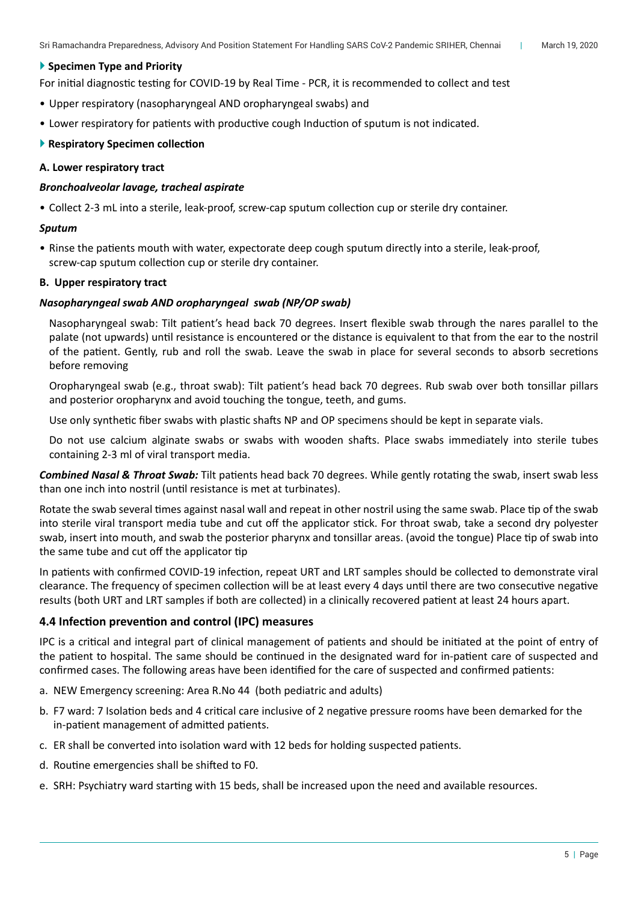### Specimen Type and Priority

For initial diagnostic testing for COVID-19 by Real Time - PCR, it is recommended to collect and test

- Upper respiratory (nasopharyngeal AND oropharyngeal swabs) and
- Lower respiratory for patients with productive cough Induction of sputum is not indicated.

### Respiratory Specimen collection

**A. Lower respiratory tract**

***Bronchoalveolar lavage, tracheal aspirate***

- Collect 2-3 mL into a sterile, leak-proof, screw-cap sputum collection cup or sterile dry container.

***Sputum***

- Rinse the patients mouth with water, expectorate deep cough sputum directly into a sterile, leak-proof, screw-cap sputum collection cup or sterile dry container.

**B. Upper respiratory tract**

***Nasopharyngeal swab AND oropharyngeal swab (NP/OP swab)***

Nasopharyngeal swab: Tilt patient's head back 70 degrees. Insert flexible swab through the nares parallel to the palate (not upwards) until resistance is encountered or the distance is equivalent to that from the ear to the nostril of the patient. Gently, rub and roll the swab. Leave the swab in place for several seconds to absorb secretions before removing

Oropharyngeal swab (e.g., throat swab): Tilt patient's head back 70 degrees. Rub swab over both tonsillar pillars and posterior oropharynx and avoid touching the tongue, teeth, and gums.

Use only synthetic fiber swabs with plastic shafts NP and OP specimens should be kept in separate vials.

Do not use calcium alginate swabs or swabs with wooden shafts. Place swabs immediately into sterile tubes containing 2-3 ml of viral transport media.

***Combined Nasal & Throat Swab:*** Tilt patients head back 70 degrees. While gently rotating the swab, insert swab less than one inch into nostril (until resistance is met at turbinates).

Rotate the swab several times against nasal wall and repeat in other nostril using the same swab. Place tip of the swab into sterile viral transport media tube and cut off the applicator stick. For throat swab, take a second dry polyester swab, insert into mouth, and swab the posterior pharynx and tonsillar areas. (avoid the tongue) Place tip of swab into the same tube and cut off the applicator tip

In patients with confirmed COVID-19 infection, repeat URT and LRT samples should be collected to demonstrate viral clearance. The frequency of specimen collection will be at least every 4 days until there are two consecutive negative results (both URT and LRT samples if both are collected) in a clinically recovered patient at least 24 hours apart.

## 4.4 Infection prevention and control (IPC) measures

IPC is a critical and integral part of clinical management of patients and should be initiated at the point of entry of the patient to hospital. The same should be continued in the designated ward for in-patient care of suspected and confirmed cases. The following areas have been identified for the care of suspected and confirmed patients:

a. NEW Emergency screening: Area R.No 44 (both pediatric and adults)

b. F7 ward: 7 Isolation beds and 4 critical care inclusive of 2 negative pressure rooms have been demarked for the in-patient management of admitted patients.

c. ER shall be converted into isolation ward with 12 beds for holding suspected patients.

d. Routine emergencies shall be shifted to F0.

e. SRH: Psychiatry ward starting with 15 beds, shall be increased upon the need and available resources.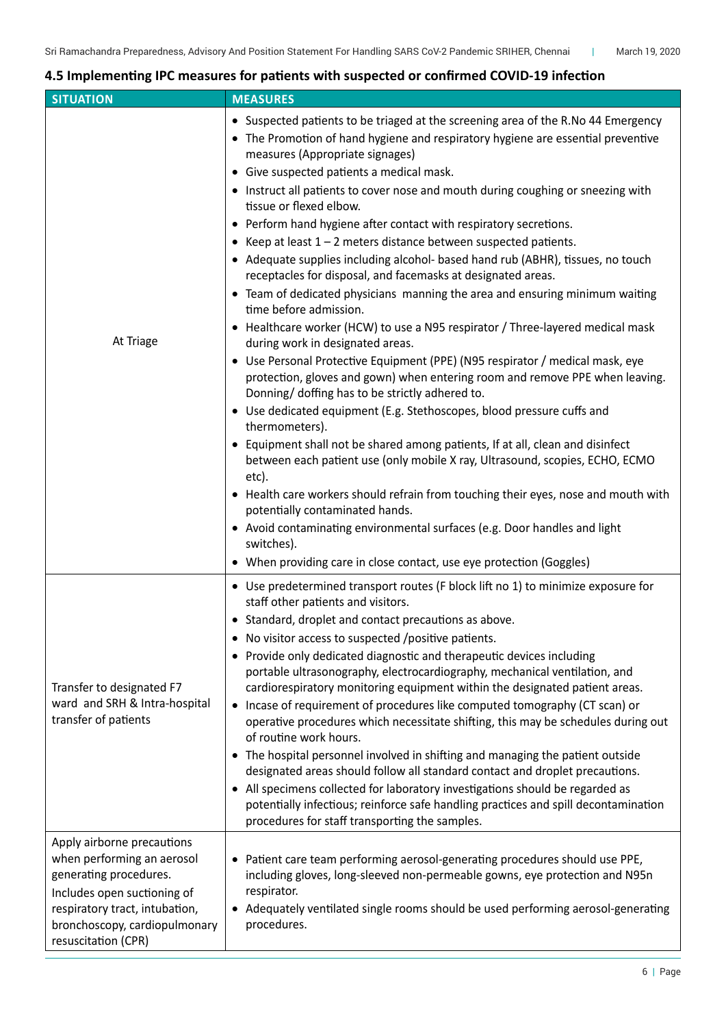### 4.5 Implementing IPC measures for patients with suspected or confirmed COVID-19 infection

| SITUATION | MEASURES |
|---|---|
| At Triage | • Suspected patients to be triaged at the screening area of the R.No 44 Emergency<br>• The Promotion of hand hygiene and respiratory hygiene are essential preventive measures (Appropriate signages)<br>• Give suspected patients a medical mask.<br>• Instruct all patients to cover nose and mouth during coughing or sneezing with tissue or flexed elbow.<br>• Perform hand hygiene after contact with respiratory secretions.<br>• Keep at least 1 – 2 meters distance between suspected patients.<br>• Adequate supplies including alcohol- based hand rub (ABHR), tissues, no touch receptacles for disposal, and facemasks at designated areas.<br>• Team of dedicated physicians manning the area and ensuring minimum waiting time before admission.<br>• Healthcare worker (HCW) to use a N95 respirator / Three-layered medical mask during work in designated areas.<br>• Use Personal Protective Equipment (PPE) (N95 respirator / medical mask, eye protection, gloves and gown) when entering room and remove PPE when leaving. Donning/ doffing has to be strictly adhered to.<br>• Use dedicated equipment (E.g. Stethoscopes, blood pressure cuffs and thermometers).<br>• Equipment shall not be shared among patients, If at all, clean and disinfect between each patient use (only mobile X ray, Ultrasound, scopies, ECHO, ECMO etc).<br>• Health care workers should refrain from touching their eyes, nose and mouth with potentially contaminated hands.<br>• Avoid contaminating environmental surfaces (e.g. Door handles and light switches).<br>• When providing care in close contact, use eye protection (Goggles) |
| Transfer to designated F7 ward and SRH & Intra-hospital transfer of patients | • Use predetermined transport routes (F block lift no 1) to minimize exposure for staff other patients and visitors.<br>• Standard, droplet and contact precautions as above.<br>• No visitor access to suspected /positive patients.<br>• Provide only dedicated diagnostic and therapeutic devices including portable ultrasonography, electrocardiography, mechanical ventilation, and cardiorespiratory monitoring equipment within the designated patient areas.<br>• Incase of requirement of procedures like computed tomography (CT scan) or operative procedures which necessitate shifting, this may be schedules during out of routine work hours.<br>• The hospital personnel involved in shifting and managing the patient outside designated areas should follow all standard contact and droplet precautions.<br>• All specimens collected for laboratory investigations should be regarded as potentially infectious; reinforce safe handling practices and spill decontamination procedures for staff transporting the samples. |
| Apply airborne precautions when performing an aerosol generating procedures. Includes open suctioning of respiratory tract, intubation, bronchoscopy, cardiopulmonary resuscitation (CPR) | • Patient care team performing aerosol-generating procedures should use PPE, including gloves, long-sleeved non-permeable gowns, eye protection and N95n respirator.<br>• Adequately ventilated single rooms should be used performing aerosol-generating procedures. |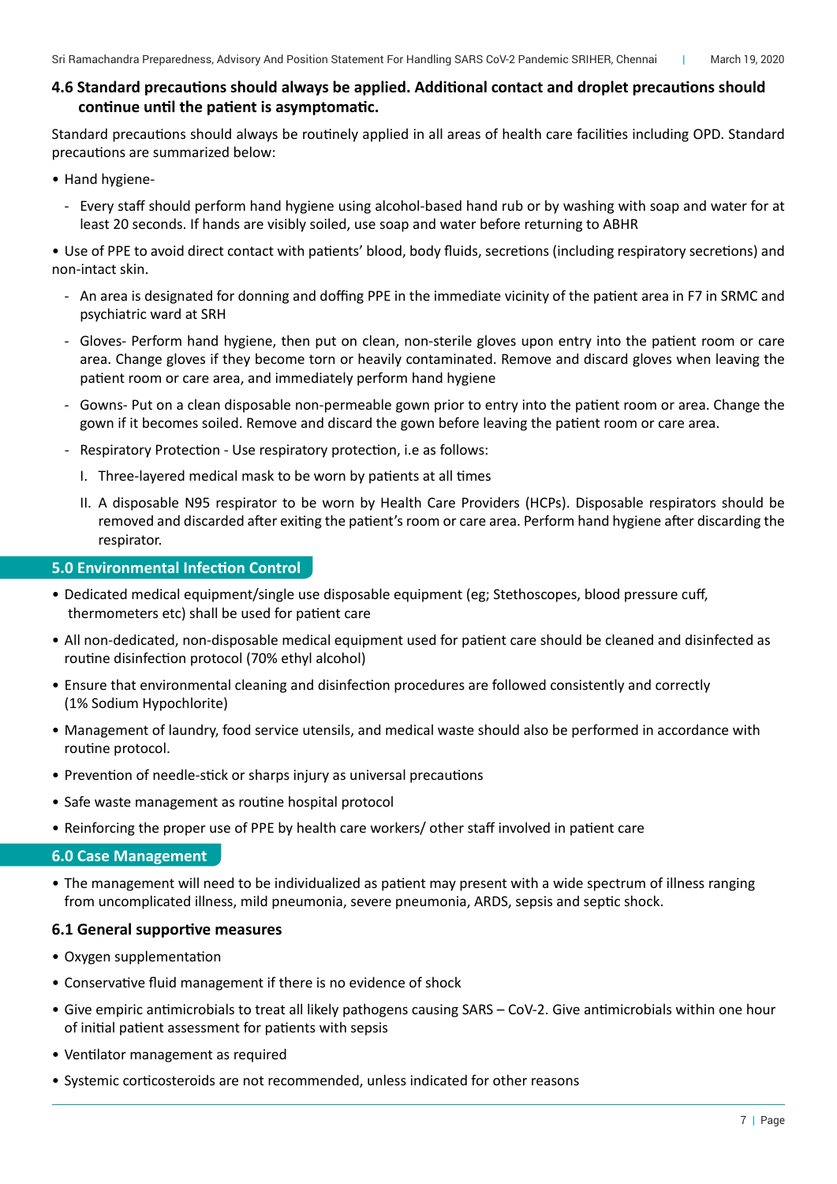## 4.6 Standard precautions should always be applied. Additional contact and droplet precautions should continue until the patient is asymptomatic.

Standard precautions should always be routinely applied in all areas of health care facilities including OPD. Standard precautions are summarized below:

- Hand hygiene-
  - Every staff should perform hand hygiene using alcohol-based hand rub or by washing with soap and water for at least 20 seconds. If hands are visibly soiled, use soap and water before returning to ABHR

- Use of PPE to avoid direct contact with patients' blood, body fluids, secretions (including respiratory secretions) and non-intact skin.
  - An area is designated for donning and doffing PPE in the immediate vicinity of the patient area in F7 in SRMC and psychiatric ward at SRH
  - Gloves- Perform hand hygiene, then put on clean, non-sterile gloves upon entry into the patient room or care area. Change gloves if they become torn or heavily contaminated. Remove and discard gloves when leaving the patient room or care area, and immediately perform hand hygiene
  - Gowns- Put on a clean disposable non-permeable gown prior to entry into the patient room or area. Change the gown if it becomes soiled. Remove and discard the gown before leaving the patient room or care area.
  - Respiratory Protection - Use respiratory protection, i.e as follows:
    I. Three-layered medical mask to be worn by patients at all times
    II. A disposable N95 respirator to be worn by Health Care Providers (HCPs). Disposable respirators should be removed and discarded after exiting the patient's room or care area. Perform hand hygiene after discarding the respirator.

## 5.0 Environmental Infection Control

- Dedicated medical equipment/single use disposable equipment (eg; Stethoscopes, blood pressure cuff, thermometers etc) shall be used for patient care
- All non-dedicated, non-disposable medical equipment used for patient care should be cleaned and disinfected as routine disinfection protocol (70% ethyl alcohol)
- Ensure that environmental cleaning and disinfection procedures are followed consistently and correctly (1% Sodium Hypochlorite)
- Management of laundry, food service utensils, and medical waste should also be performed in accordance with routine protocol.
- Prevention of needle-stick or sharps injury as universal precautions
- Safe waste management as routine hospital protocol
- Reinforcing the proper use of PPE by health care workers/ other staff involved in patient care

## 6.0 Case Management

- The management will need to be individualized as patient may present with a wide spectrum of illness ranging from uncomplicated illness, mild pneumonia, severe pneumonia, ARDS, sepsis and septic shock.

### 6.1 General supportive measures

- Oxygen supplementation
- Conservative fluid management if there is no evidence of shock
- Give empiric antimicrobials to treat all likely pathogens causing SARS – CoV-2. Give antimicrobials within one hour of initial patient assessment for patients with sepsis
- Ventilator management as required
- Systemic corticosteroids are not recommended, unless indicated for other reasons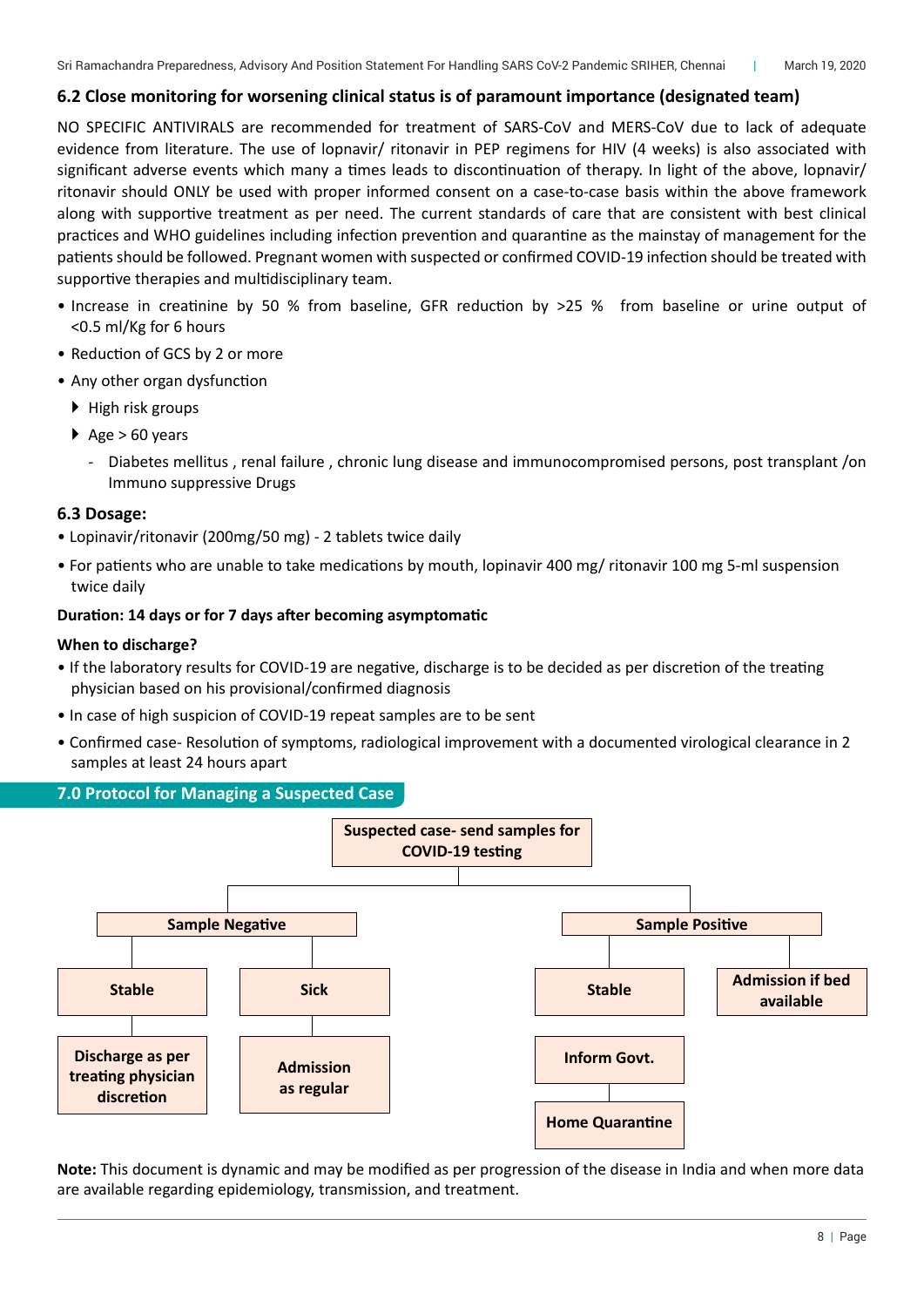### 6.2 Close monitoring for worsening clinical status is of paramount importance (designated team)

NO SPECIFIC ANTIVIRALS are recommended for treatment of SARS-CoV and MERS-CoV due to lack of adequate evidence from literature. The use of lopnavir/ ritonavir in PEP regimens for HIV (4 weeks) is also associated with significant adverse events which many a times leads to discontinuation of therapy. In light of the above, lopnavir/ ritonavir should ONLY be used with proper informed consent on a case-to-case basis within the above framework along with supportive treatment as per need. The current standards of care that are consistent with best clinical practices and WHO guidelines including infection prevention and quarantine as the mainstay of management for the patients should be followed. Pregnant women with suspected or confirmed COVID-19 infection should be treated with supportive therapies and multidisciplinary team.

- Increase in creatinine by 50 % from baseline, GFR reduction by >25 % from baseline or urine output of <0.5 ml/Kg for 6 hours
- Reduction of GCS by 2 or more
- Any other organ dysfunction
  - High risk groups
  - Age > 60 years
    - Diabetes mellitus , renal failure , chronic lung disease and immunocompromised persons, post transplant /on Immuno suppressive Drugs

### 6.3 Dosage:

- Lopinavir/ritonavir (200mg/50 mg) - 2 tablets twice daily
- For patients who are unable to take medications by mouth, lopinavir 400 mg/ ritonavir 100 mg 5-ml suspension twice daily

**Duration: 14 days or for 7 days after becoming asymptomatic**

**When to discharge?**

- If the laboratory results for COVID-19 are negative, discharge is to be decided as per discretion of the treating physician based on his provisional/confirmed diagnosis
- In case of high suspicion of COVID-19 repeat samples are to be sent
- Confirmed case- Resolution of symptoms, radiological improvement with a documented virological clearance in 2 samples at least 24 hours apart

## 7.0 Protocol for Managing a Suspected Case

**Suspected case- send samples for COVID-19 testing**

- **Sample Negative**
  - **Stable** → **Discharge as per treating physician discretion**
  - **Sick** → **Admission as regular**
- **Sample Positive**
  - **Stable** → **Inform Govt.** → **Home Quarantine**
  - **Admission if bed available**

**Note:** This document is dynamic and may be modified as per progression of the disease in India and when more data are available regarding epidemiology, transmission, and treatment.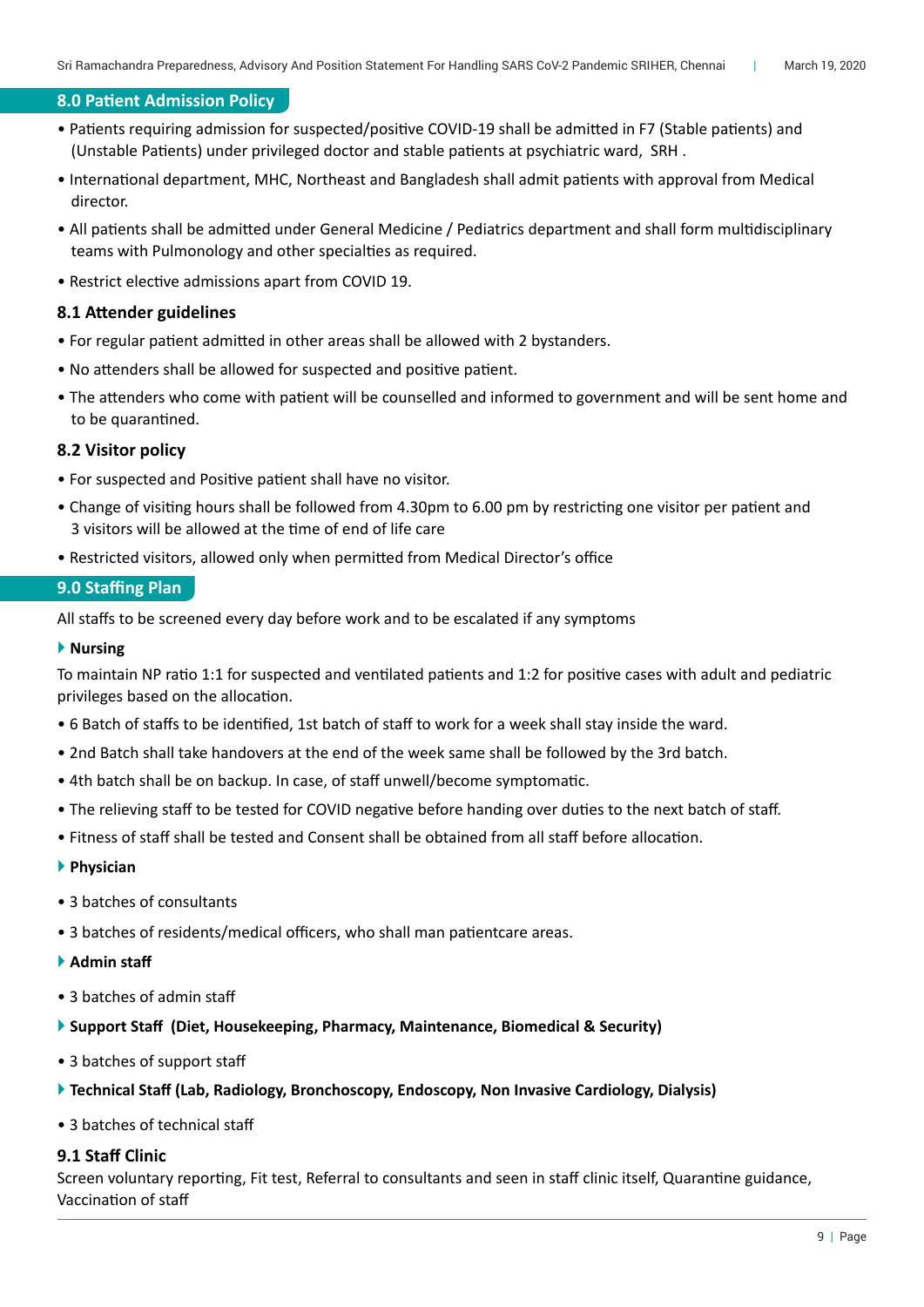## 8.0 Patient Admission Policy

- Patients requiring admission for suspected/positive COVID-19 shall be admitted in F7 (Stable patients) and (Unstable Patients) under privileged doctor and stable patients at psychiatric ward,  SRH .
- International department, MHC, Northeast and Bangladesh shall admit patients with approval from Medical director.
- All patients shall be admitted under General Medicine / Pediatrics department and shall form multidisciplinary teams with Pulmonology and other specialties as required.
- Restrict elective admissions apart from COVID 19.

### 8.1 Attender guidelines

- For regular patient admitted in other areas shall be allowed with 2 bystanders.
- No attenders shall be allowed for suspected and positive patient.
- The attenders who come with patient will be counselled and informed to government and will be sent home and to be quarantined.

### 8.2 Visitor policy

- For suspected and Positive patient shall have no visitor.
- Change of visiting hours shall be followed from 4.30pm to 6.00 pm by restricting one visitor per patient and 3 visitors will be allowed at the time of end of life care
- Restricted visitors, allowed only when permitted from Medical Director's office

## 9.0 Staffing Plan

All staffs to be screened every day before work and to be escalated if any symptoms

**Nursing**

To maintain NP ratio 1:1 for suspected and ventilated patients and 1:2 for positive cases with adult and pediatric privileges based on the allocation.

- 6 Batch of staffs to be identified, 1st batch of staff to work for a week shall stay inside the ward.
- 2nd Batch shall take handovers at the end of the week same shall be followed by the 3rd batch.
- 4th batch shall be on backup. In case, of staff unwell/become symptomatic.
- The relieving staff to be tested for COVID negative before handing over duties to the next batch of staff.
- Fitness of staff shall be tested and Consent shall be obtained from all staff before allocation.

**Physician**

- 3 batches of consultants
- 3 batches of residents/medical officers, who shall man patientcare areas.

**Admin staff**

- 3 batches of admin staff

**Support Staff  (Diet, Housekeeping, Pharmacy, Maintenance, Biomedical & Security)**

- 3 batches of support staff

**Technical Staff (Lab, Radiology, Bronchoscopy, Endoscopy, Non Invasive Cardiology, Dialysis)**

- 3 batches of technical staff

### 9.1 Staff Clinic

Screen voluntary reporting, Fit test, Referral to consultants and seen in staff clinic itself, Quarantine guidance, Vaccination of staff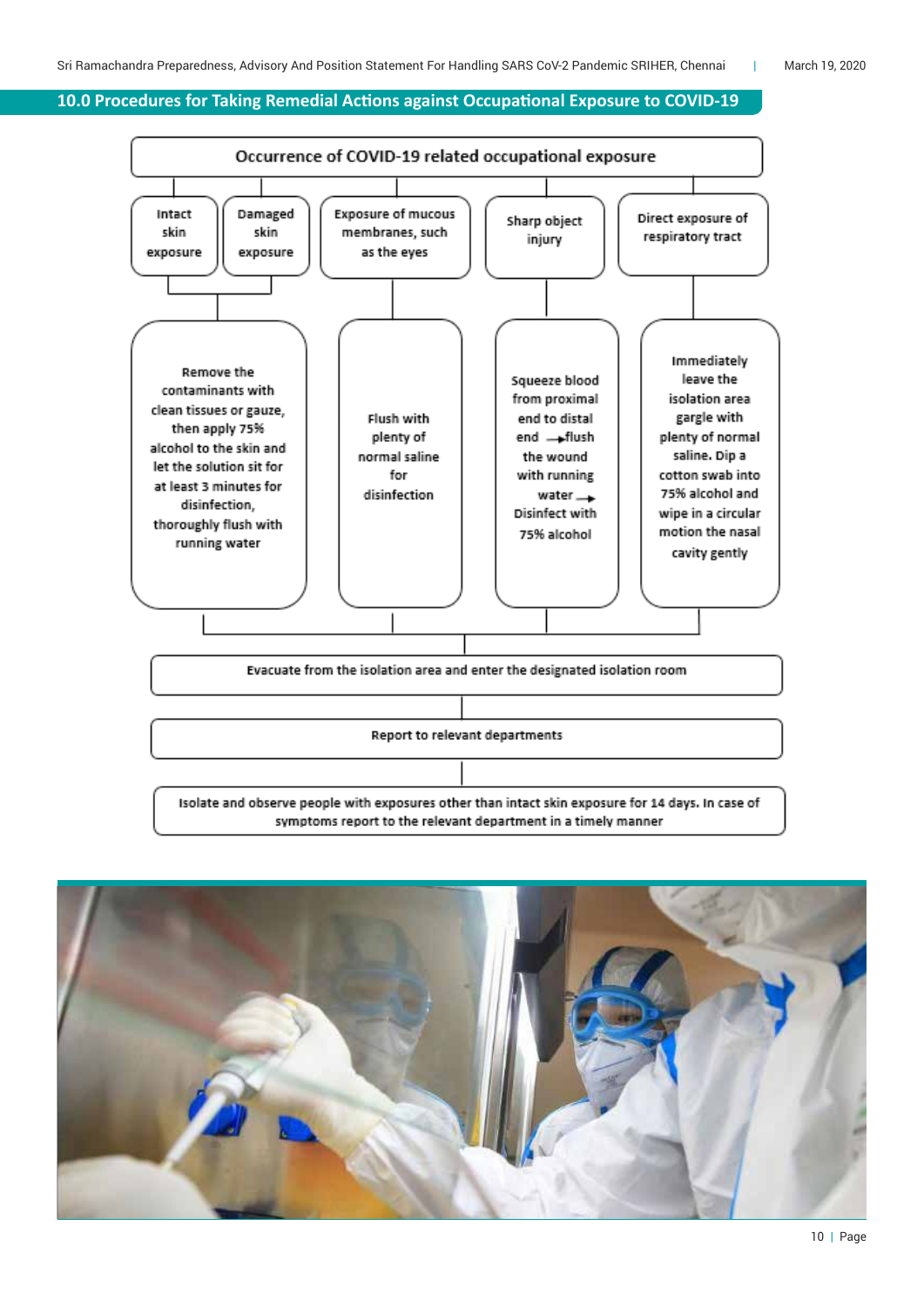## 10.0 Procedures for Taking Remedial Actions against Occupational Exposure to COVID-19

**Occurrence of COVID-19 related occupational exposure**

- **Intact skin exposure / Damaged skin exposure**
  - Remove the contaminants with clean tissues or gauze, then apply 75% alcohol to the skin and let the solution sit for at least 3 minutes for disinfection, thoroughly flush with running water
- **Exposure of mucous membranes, such as the eyes**
  - Flush with plenty of normal saline for disinfection
- **Sharp object injury**
  - Squeeze blood from proximal end to distal end → flush the wound with running water → Disinfect with 75% alcohol
- **Direct exposure of respiratory tract**
  - Immediately leave the isolation area gargle with plenty of normal saline. Dip a cotton swab into 75% alcohol and wipe in a circular motion the nasal cavity gently

↓

**Evacuate from the isolation area and enter the designated isolation room**

↓

**Report to relevant departments**

↓

**Isolate and observe people with exposures other than intact skin exposure for 14 days. In case of symptoms report to the relevant department in a timely manner**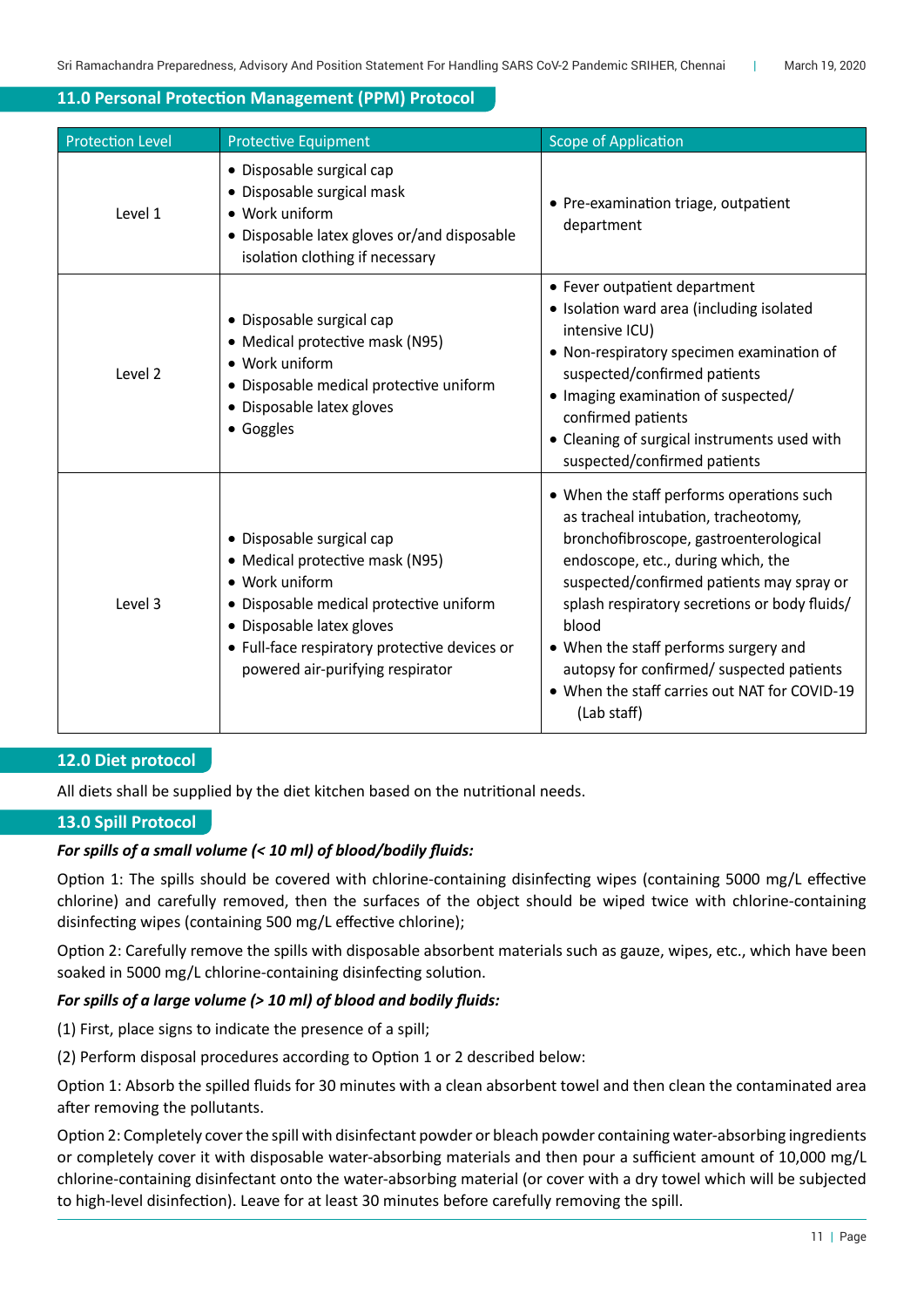## 11.0 Personal Protection Management (PPM) Protocol

| Protection Level | Protective Equipment | Scope of Application |
|---|---|---|
| Level 1 | • Disposable surgical cap<br>• Disposable surgical mask<br>• Work uniform<br>• Disposable latex gloves or/and disposable isolation clothing if necessary | • Pre-examination triage, outpatient department |
| Level 2 | • Disposable surgical cap<br>• Medical protective mask (N95)<br>• Work uniform<br>• Disposable medical protective uniform<br>• Disposable latex gloves<br>• Goggles | • Fever outpatient department<br>• Isolation ward area (including isolated intensive ICU)<br>• Non-respiratory specimen examination of suspected/confirmed patients<br>• Imaging examination of suspected/ confirmed patients<br>• Cleaning of surgical instruments used with suspected/confirmed patients |
| Level 3 | • Disposable surgical cap<br>• Medical protective mask (N95)<br>• Work uniform<br>• Disposable medical protective uniform<br>• Disposable latex gloves<br>• Full-face respiratory protective devices or powered air-purifying respirator | • When the staff performs operations such as tracheal intubation, tracheotomy, bronchofibroscope, gastroenterological endoscope, etc., during which, the suspected/confirmed patients may spray or splash respiratory secretions or body fluids/ blood<br>• When the staff performs surgery and autopsy for confirmed/ suspected patients<br>• When the staff carries out NAT for COVID-19 (Lab staff) |

## 12.0 Diet protocol

All diets shall be supplied by the diet kitchen based on the nutritional needs.

## 13.0 Spill Protocol

***For spills of a small volume (< 10 ml) of blood/bodily fluids:***

Option 1: The spills should be covered with chlorine-containing disinfecting wipes (containing 5000 mg/L effective chlorine) and carefully removed, then the surfaces of the object should be wiped twice with chlorine-containing disinfecting wipes (containing 500 mg/L effective chlorine);

Option 2: Carefully remove the spills with disposable absorbent materials such as gauze, wipes, etc., which have been soaked in 5000 mg/L chlorine-containing disinfecting solution.

***For spills of a large volume (> 10 ml) of blood and bodily fluids:***

(1) First, place signs to indicate the presence of a spill;

(2) Perform disposal procedures according to Option 1 or 2 described below:

Option 1: Absorb the spilled fluids for 30 minutes with a clean absorbent towel and then clean the contaminated area after removing the pollutants.

Option 2: Completely cover the spill with disinfectant powder or bleach powder containing water-absorbing ingredients or completely cover it with disposable water-absorbing materials and then pour a sufficient amount of 10,000 mg/L chlorine-containing disinfectant onto the water-absorbing material (or cover with a dry towel which will be subjected to high-level disinfection). Leave for at least 30 minutes before carefully removing the spill.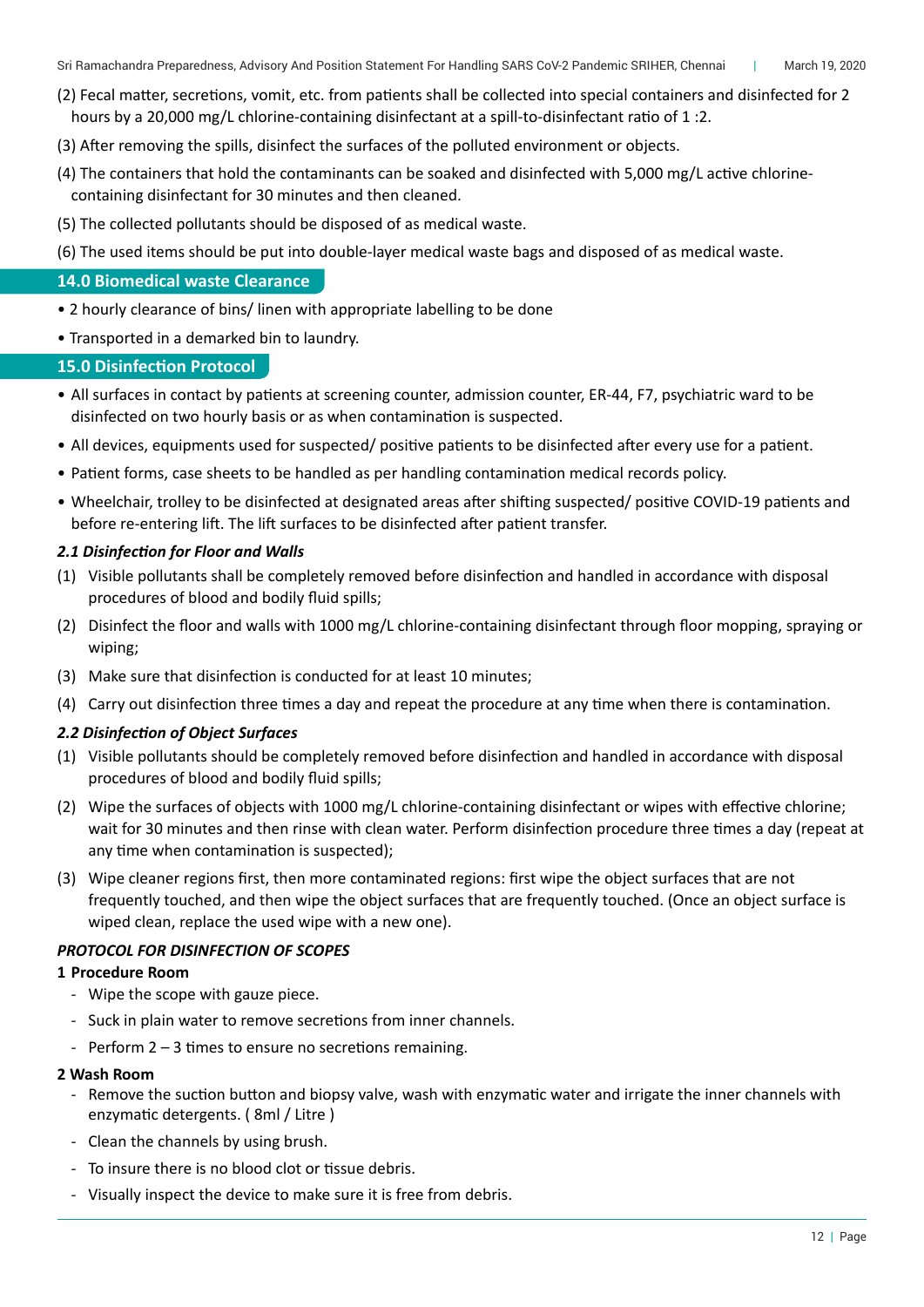(2) Fecal matter, secretions, vomit, etc. from patients shall be collected into special containers and disinfected for 2 hours by a 20,000 mg/L chlorine-containing disinfectant at a spill-to-disinfectant ratio of 1 :2.

(3) After removing the spills, disinfect the surfaces of the polluted environment or objects.

(4) The containers that hold the contaminants can be soaked and disinfected with 5,000 mg/L active chlorine-containing disinfectant for 30 minutes and then cleaned.

(5) The collected pollutants should be disposed of as medical waste.

(6) The used items should be put into double-layer medical waste bags and disposed of as medical waste.

## 14.0 Biomedical waste Clearance

- 2 hourly clearance of bins/ linen with appropriate labelling to be done
- Transported in a demarked bin to laundry.

## 15.0 Disinfection Protocol

- All surfaces in contact by patients at screening counter, admission counter, ER-44, F7, psychiatric ward to be disinfected on two hourly basis or as when contamination is suspected.
- All devices, equipments used for suspected/ positive patients to be disinfected after every use for a patient.
- Patient forms, case sheets to be handled as per handling contamination medical records policy.
- Wheelchair, trolley to be disinfected at designated areas after shifting suspected/ positive COVID-19 patients and before re-entering lift. The lift surfaces to be disinfected after patient transfer.

***2.1 Disinfection for Floor and Walls***

(1) Visible pollutants shall be completely removed before disinfection and handled in accordance with disposal procedures of blood and bodily fluid spills;

(2) Disinfect the floor and walls with 1000 mg/L chlorine-containing disinfectant through floor mopping, spraying or wiping;

(3) Make sure that disinfection is conducted for at least 10 minutes;

(4) Carry out disinfection three times a day and repeat the procedure at any time when there is contamination.

***2.2 Disinfection of Object Surfaces***

(1) Visible pollutants should be completely removed before disinfection and handled in accordance with disposal procedures of blood and bodily fluid spills;

(2) Wipe the surfaces of objects with 1000 mg/L chlorine-containing disinfectant or wipes with effective chlorine; wait for 30 minutes and then rinse with clean water. Perform disinfection procedure three times a day (repeat at any time when contamination is suspected);

(3) Wipe cleaner regions first, then more contaminated regions: first wipe the object surfaces that are not frequently touched, and then wipe the object surfaces that are frequently touched. (Once an object surface is wiped clean, replace the used wipe with a new one).

***PROTOCOL FOR DISINFECTION OF SCOPES***

**1 Procedure Room**

- Wipe the scope with gauze piece.
- Suck in plain water to remove secretions from inner channels.
- Perform 2 – 3 times to ensure no secretions remaining.

**2 Wash Room**

- Remove the suction button and biopsy valve, wash with enzymatic water and irrigate the inner channels with enzymatic detergents. ( 8ml / Litre )
- Clean the channels by using brush.
- To insure there is no blood clot or tissue debris.
- Visually inspect the device to make sure it is free from debris.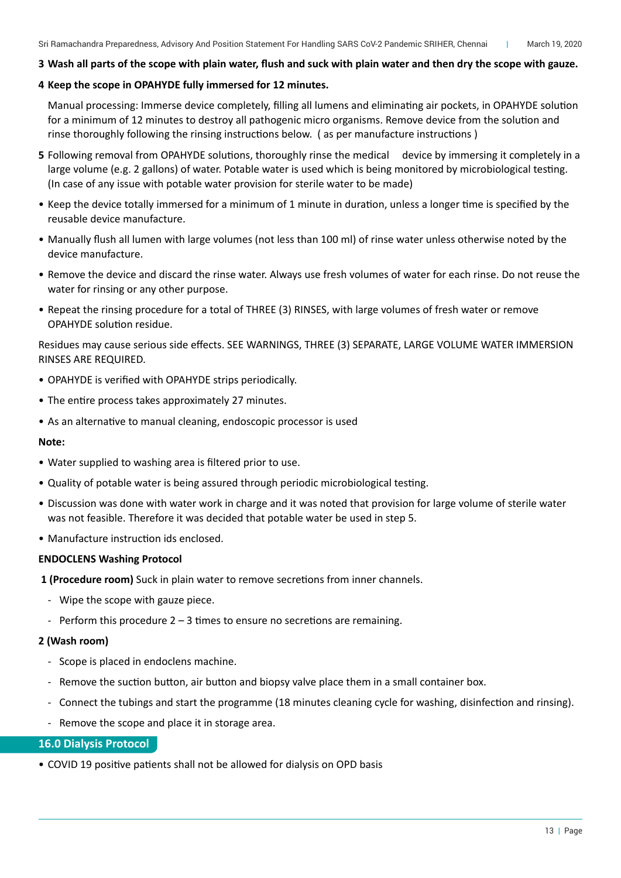**3 Wash all parts of the scope with plain water, flush and suck with plain water and then dry the scope with gauze.**

**4 Keep the scope in OPAHYDE fully immersed for 12 minutes.**

Manual processing: Immerse device completely, filling all lumens and eliminating air pockets, in OPAHYDE solution for a minimum of 12 minutes to destroy all pathogenic micro organisms. Remove device from the solution and rinse thoroughly following the rinsing instructions below. ( as per manufacture instructions )

**5** Following removal from OPAHYDE solutions, thoroughly rinse the medical device by immersing it completely in a large volume (e.g. 2 gallons) of water. Potable water is used which is being monitored by microbiological testing. (In case of any issue with potable water provision for sterile water to be made)

- Keep the device totally immersed for a minimum of 1 minute in duration, unless a longer time is specified by the reusable device manufacture.
- Manually flush all lumen with large volumes (not less than 100 ml) of rinse water unless otherwise noted by the device manufacture.
- Remove the device and discard the rinse water. Always use fresh volumes of water for each rinse. Do not reuse the water for rinsing or any other purpose.
- Repeat the rinsing procedure for a total of THREE (3) RINSES, with large volumes of fresh water or remove OPAHYDE solution residue.

Residues may cause serious side effects. SEE WARNINGS, THREE (3) SEPARATE, LARGE VOLUME WATER IMMERSION RINSES ARE REQUIRED.

- OPAHYDE is verified with OPAHYDE strips periodically.
- The entire process takes approximately 27 minutes.
- As an alternative to manual cleaning, endoscopic processor is used

**Note:**

- Water supplied to washing area is filtered prior to use.
- Quality of potable water is being assured through periodic microbiological testing.
- Discussion was done with water work in charge and it was noted that provision for large volume of sterile water was not feasible. Therefore it was decided that potable water be used in step 5.
- Manufacture instruction ids enclosed.

**ENDOCLENS Washing Protocol**

**1 (Procedure room)** Suck in plain water to remove secretions from inner channels.

- Wipe the scope with gauze piece.
- Perform this procedure 2 – 3 times to ensure no secretions are remaining.

**2 (Wash room)**

- Scope is placed in endoclens machine.
- Remove the suction button, air button and biopsy valve place them in a small container box.
- Connect the tubings and start the programme (18 minutes cleaning cycle for washing, disinfection and rinsing).
- Remove the scope and place it in storage area.

## 16.0 Dialysis Protocol

- COVID 19 positive patients shall not be allowed for dialysis on OPD basis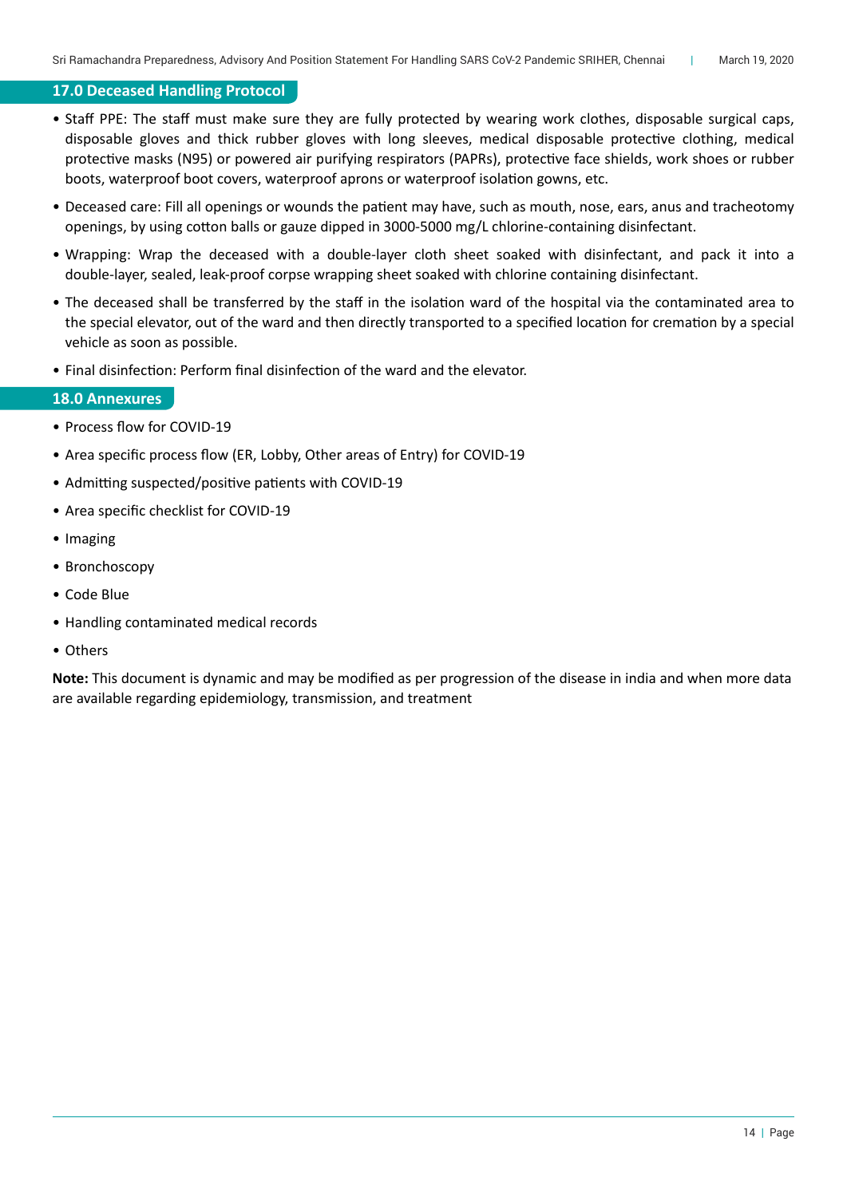## 17.0 Deceased Handling Protocol

- Staff PPE: The staff must make sure they are fully protected by wearing work clothes, disposable surgical caps, disposable gloves and thick rubber gloves with long sleeves, medical disposable protective clothing, medical protective masks (N95) or powered air purifying respirators (PAPRs), protective face shields, work shoes or rubber boots, waterproof boot covers, waterproof aprons or waterproof isolation gowns, etc.
- Deceased care: Fill all openings or wounds the patient may have, such as mouth, nose, ears, anus and tracheotomy openings, by using cotton balls or gauze dipped in 3000-5000 mg/L chlorine-containing disinfectant.
- Wrapping: Wrap the deceased with a double-layer cloth sheet soaked with disinfectant, and pack it into a double-layer, sealed, leak-proof corpse wrapping sheet soaked with chlorine containing disinfectant.
- The deceased shall be transferred by the staff in the isolation ward of the hospital via the contaminated area to the special elevator, out of the ward and then directly transported to a specified location for cremation by a special vehicle as soon as possible.
- Final disinfection: Perform final disinfection of the ward and the elevator.

## 18.0 Annexures

- Process flow for COVID-19
- Area specific process flow (ER, Lobby, Other areas of Entry) for COVID-19
- Admitting suspected/positive patients with COVID-19
- Area specific checklist for COVID-19
- Imaging
- Bronchoscopy
- Code Blue
- Handling contaminated medical records
- Others

**Note:** This document is dynamic and may be modified as per progression of the disease in india and when more data are available regarding epidemiology, transmission, and treatment